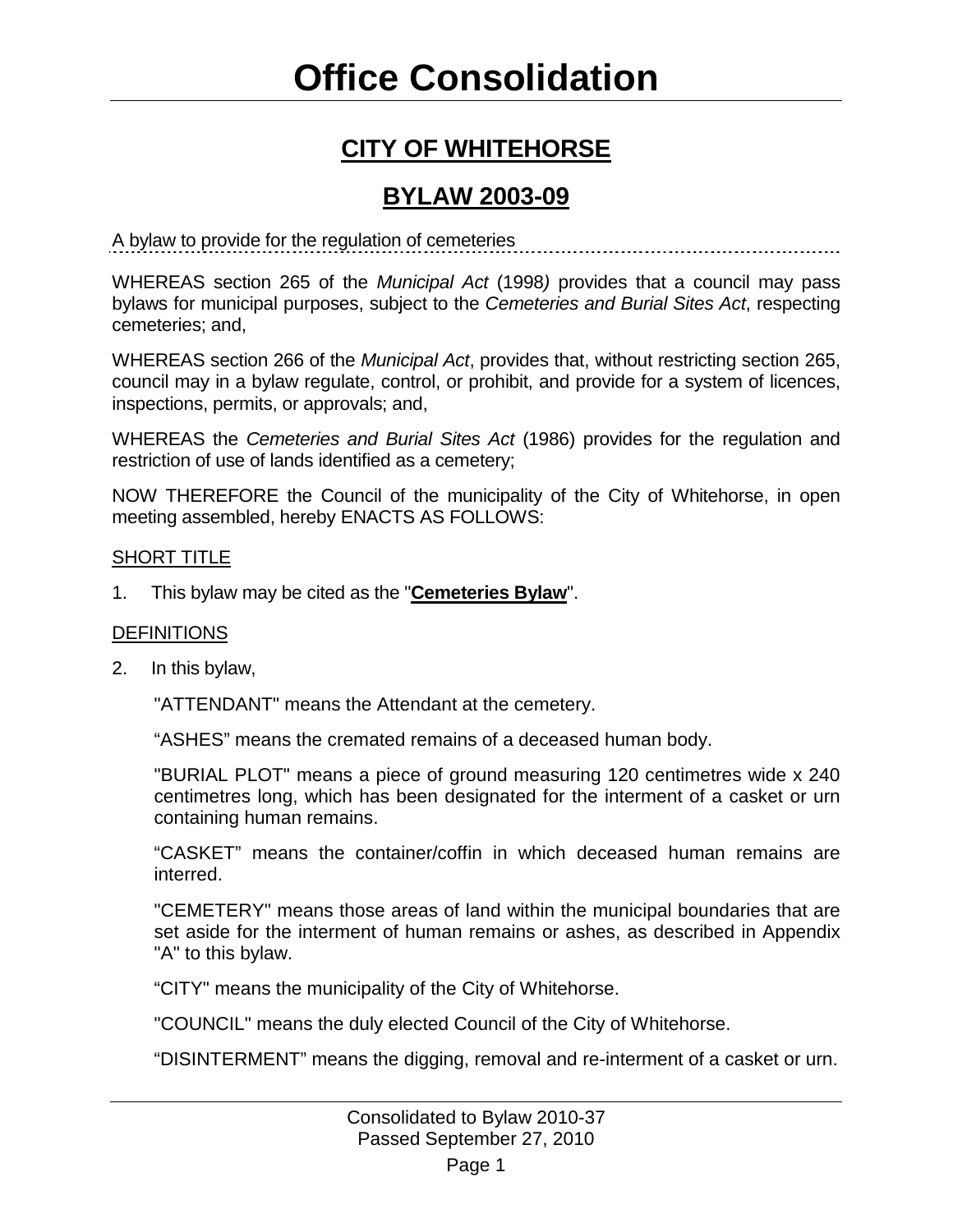# Office Consolidation

## CITY OF WHITEHORSE

## BYLAW 2003-09

A bylaw to provide for the regulation of cemeteries

WHEREAS section 265 of the *Municipal Act* (1998*)* provides that a council may pass bylaws for municipal purposes, subject to the *Cemeteries and Burial Sites Act*, respecting cemeteries; and,

WHEREAS section 266 of the *Municipal Act*, provides that, without restricting section 265, council may in a bylaw regulate, control, or prohibit, and provide for a system of licences, inspections, permits, or approvals; and,

WHEREAS the *Cemeteries and Burial Sites Act* (1986) provides for the regulation and restriction of use of lands identified as a cemetery;

NOW THEREFORE the Council of the municipality of the City of Whitehorse, in open meeting assembled, hereby ENACTS AS FOLLOWS:

SHORT TITLE

1. This bylaw may be cited as the "**Cemeteries Bylaw**".

DEFINITIONS

2. In this bylaw,

"ATTENDANT" means the Attendant at the cemetery.

“ASHES” means the cremated remains of a deceased human body.

"BURIAL PLOT" means a piece of ground measuring 120 centimetres wide x 240 centimetres long, which has been designated for the interment of a casket or urn containing human remains.

“CASKET” means the container/coffin in which deceased human remains are interred.

"CEMETERY" means those areas of land within the municipal boundaries that are set aside for the interment of human remains or ashes, as described in Appendix "A" to this bylaw.

“CITY" means the municipality of the City of Whitehorse.

"COUNCIL" means the duly elected Council of the City of Whitehorse.

“DISINTERMENT” means the digging, removal and re-interment of a casket or urn.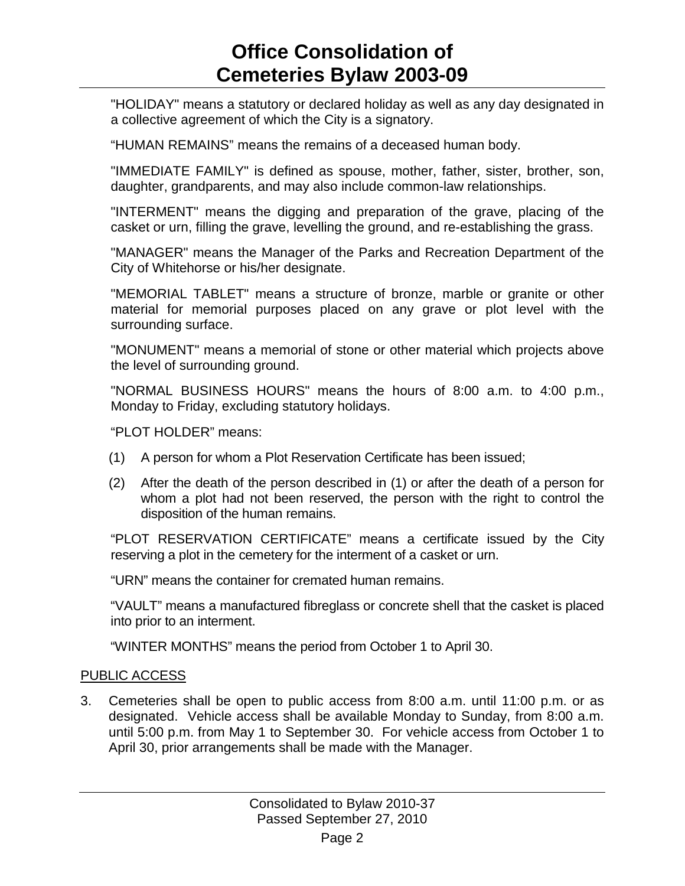"HOLIDAY" means a statutory or declared holiday as well as any day designated in a collective agreement of which the City is a signatory.

“HUMAN REMAINS” means the remains of a deceased human body.

"IMMEDIATE FAMILY" is defined as spouse, mother, father, sister, brother, son, daughter, grandparents, and may also include common-law relationships.

"INTERMENT" means the digging and preparation of the grave, placing of the casket or urn, filling the grave, levelling the ground, and re-establishing the grass.

"MANAGER" means the Manager of the Parks and Recreation Department of the City of Whitehorse or his/her designate.

"MEMORIAL TABLET" means a structure of bronze, marble or granite or other material for memorial purposes placed on any grave or plot level with the surrounding surface.

"MONUMENT" means a memorial of stone or other material which projects above the level of surrounding ground.

"NORMAL BUSINESS HOURS" means the hours of 8:00 a.m. to 4:00 p.m., Monday to Friday, excluding statutory holidays.

“PLOT HOLDER” means:

(1) A person for whom a Plot Reservation Certificate has been issued;

(2) After the death of the person described in (1) or after the death of a person for whom a plot had not been reserved, the person with the right to control the disposition of the human remains.

“PLOT RESERVATION CERTIFICATE” means a certificate issued by the City reserving a plot in the cemetery for the interment of a casket or urn.

“URN” means the container for cremated human remains.

“VAULT” means a manufactured fibreglass or concrete shell that the casket is placed into prior to an interment.

“WINTER MONTHS” means the period from October 1 to April 30.

## PUBLIC ACCESS

3. Cemeteries shall be open to public access from 8:00 a.m. until 11:00 p.m. or as designated. Vehicle access shall be available Monday to Sunday, from 8:00 a.m. until 5:00 p.m. from May 1 to September 30. For vehicle access from October 1 to April 30, prior arrangements shall be made with the Manager.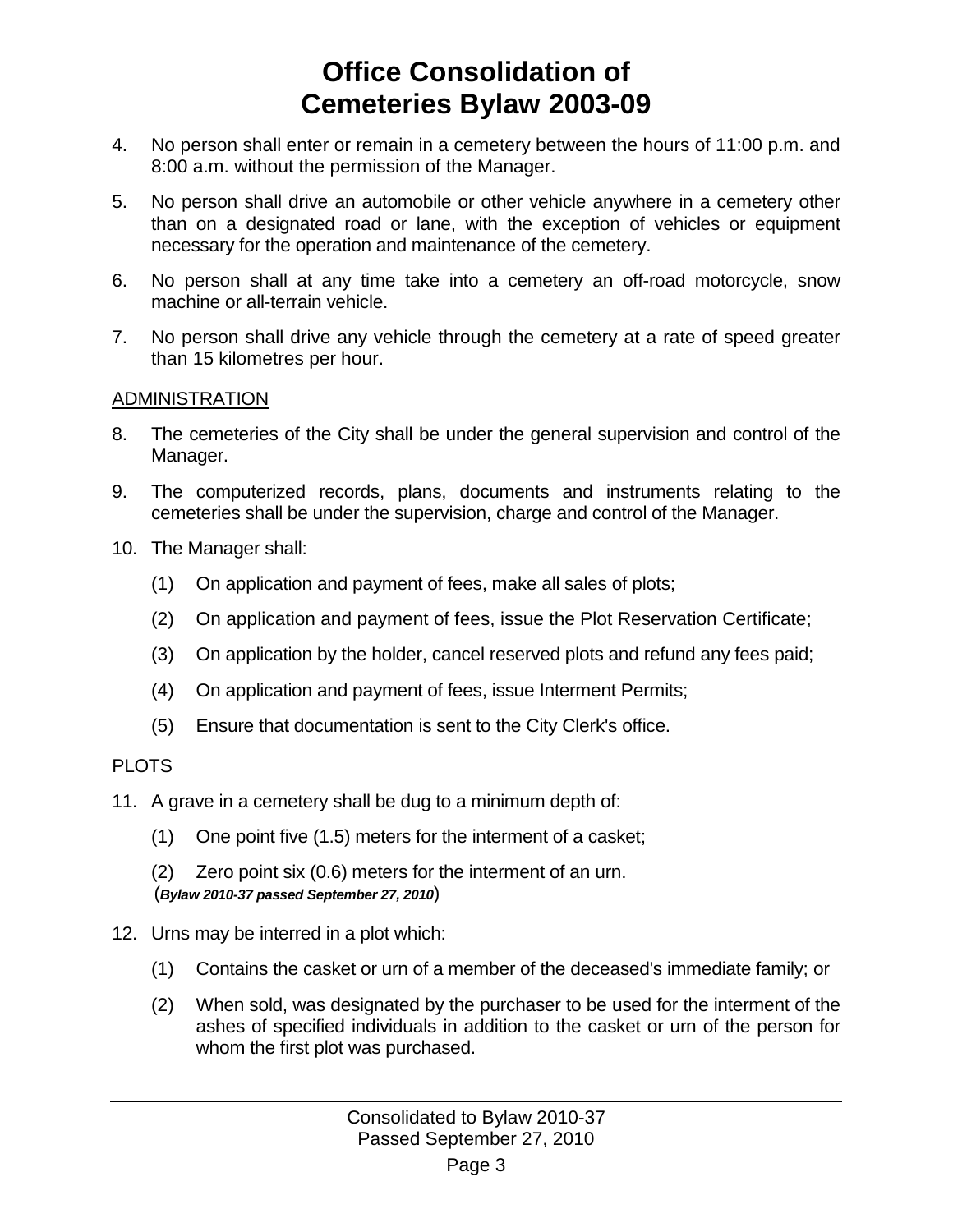4. No person shall enter or remain in a cemetery between the hours of 11:00 p.m. and 8:00 a.m. without the permission of the Manager.

5. No person shall drive an automobile or other vehicle anywhere in a cemetery other than on a designated road or lane, with the exception of vehicles or equipment necessary for the operation and maintenance of the cemetery.

6. No person shall at any time take into a cemetery an off-road motorcycle, snow machine or all-terrain vehicle.

7. No person shall drive any vehicle through the cemetery at a rate of speed greater than 15 kilometres per hour.

## ADMINISTRATION

8. The cemeteries of the City shall be under the general supervision and control of the Manager.

9. The computerized records, plans, documents and instruments relating to the cemeteries shall be under the supervision, charge and control of the Manager.

10. The Manager shall:

    (1) On application and payment of fees, make all sales of plots;

    (2) On application and payment of fees, issue the Plot Reservation Certificate;

    (3) On application by the holder, cancel reserved plots and refund any fees paid;

    (4) On application and payment of fees, issue Interment Permits;

    (5) Ensure that documentation is sent to the City Clerk's office.

## PLOTS

11. A grave in a cemetery shall be dug to a minimum depth of:

    (1) One point five (1.5) meters for the interment of a casket;

    (2) Zero point six (0.6) meters for the interment of an urn.
    (***Bylaw 2010-37 passed September 27, 2010***)

12. Urns may be interred in a plot which:

    (1) Contains the casket or urn of a member of the deceased's immediate family; or

    (2) When sold, was designated by the purchaser to be used for the interment of the ashes of specified individuals in addition to the casket or urn of the person for whom the first plot was purchased.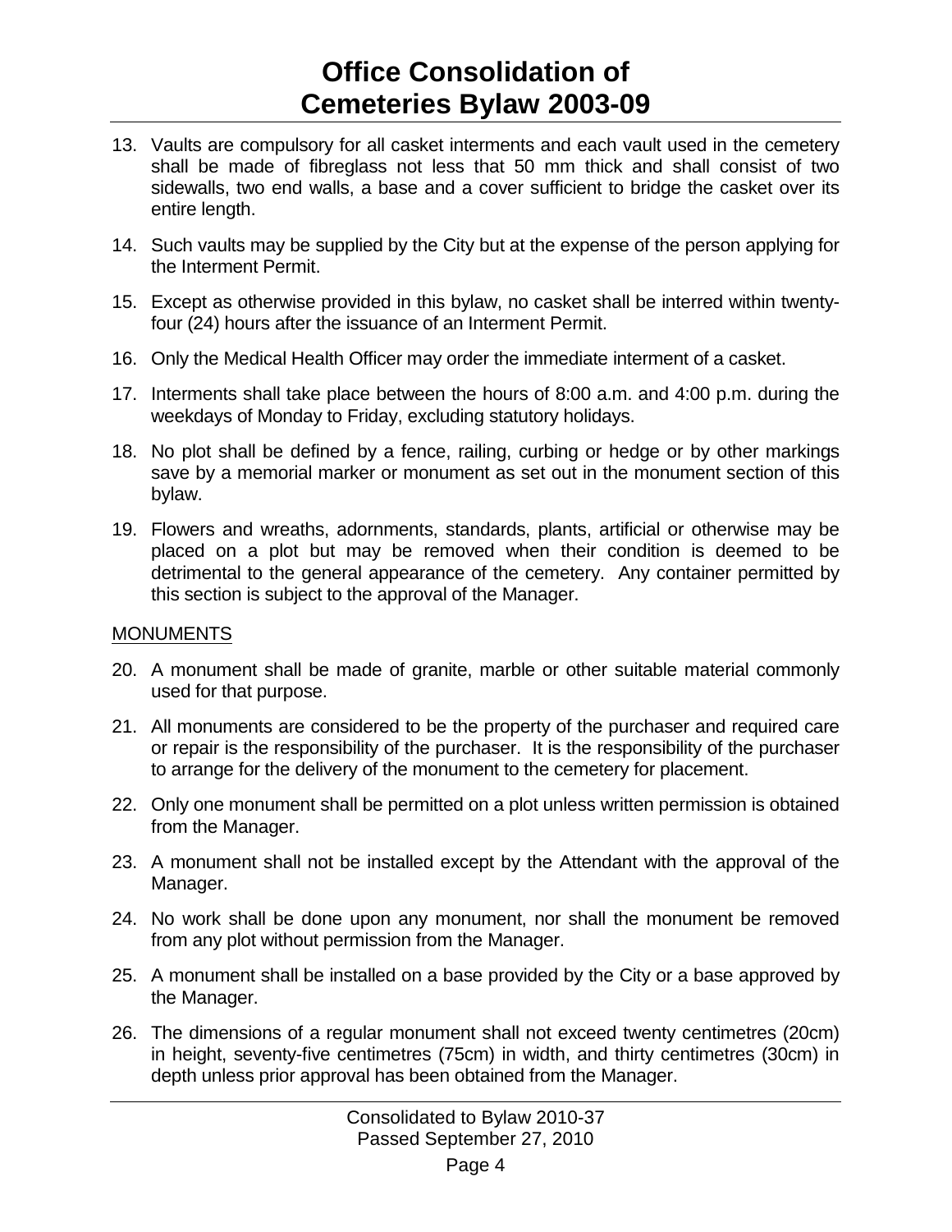13. Vaults are compulsory for all casket interments and each vault used in the cemetery shall be made of fibreglass not less that 50 mm thick and shall consist of two sidewalls, two end walls, a base and a cover sufficient to bridge the casket over its entire length.

14. Such vaults may be supplied by the City but at the expense of the person applying for the Interment Permit.

15. Except as otherwise provided in this bylaw, no casket shall be interred within twenty-four (24) hours after the issuance of an Interment Permit.

16. Only the Medical Health Officer may order the immediate interment of a casket.

17. Interments shall take place between the hours of 8:00 a.m. and 4:00 p.m. during the weekdays of Monday to Friday, excluding statutory holidays.

18. No plot shall be defined by a fence, railing, curbing or hedge or by other markings save by a memorial marker or monument as set out in the monument section of this bylaw.

19. Flowers and wreaths, adornments, standards, plants, artificial or otherwise may be placed on a plot but may be removed when their condition is deemed to be detrimental to the general appearance of the cemetery. Any container permitted by this section is subject to the approval of the Manager.

<u>MONUMENTS</u>

20. A monument shall be made of granite, marble or other suitable material commonly used for that purpose.

21. All monuments are considered to be the property of the purchaser and required care or repair is the responsibility of the purchaser. It is the responsibility of the purchaser to arrange for the delivery of the monument to the cemetery for placement.

22. Only one monument shall be permitted on a plot unless written permission is obtained from the Manager.

23. A monument shall not be installed except by the Attendant with the approval of the Manager.

24. No work shall be done upon any monument, nor shall the monument be removed from any plot without permission from the Manager.

25. A monument shall be installed on a base provided by the City or a base approved by the Manager.

26. The dimensions of a regular monument shall not exceed twenty centimetres (20cm) in height, seventy-five centimetres (75cm) in width, and thirty centimetres (30cm) in depth unless prior approval has been obtained from the Manager.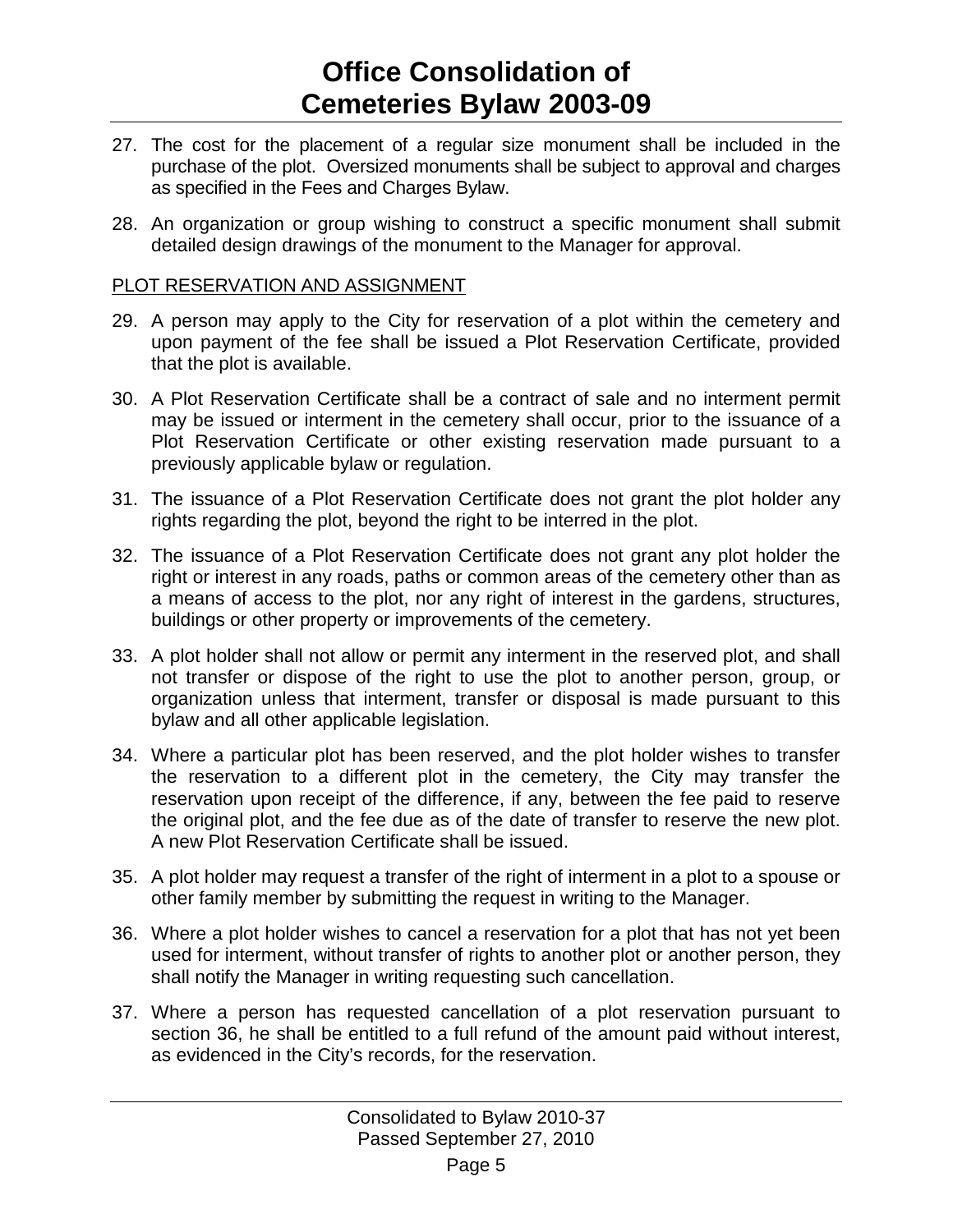27. The cost for the placement of a regular size monument shall be included in the purchase of the plot. Oversized monuments shall be subject to approval and charges as specified in the Fees and Charges Bylaw.

28. An organization or group wishing to construct a specific monument shall submit detailed design drawings of the monument to the Manager for approval.

PLOT RESERVATION AND ASSIGNMENT

29. A person may apply to the City for reservation of a plot within the cemetery and upon payment of the fee shall be issued a Plot Reservation Certificate, provided that the plot is available.

30. A Plot Reservation Certificate shall be a contract of sale and no interment permit may be issued or interment in the cemetery shall occur, prior to the issuance of a Plot Reservation Certificate or other existing reservation made pursuant to a previously applicable bylaw or regulation.

31. The issuance of a Plot Reservation Certificate does not grant the plot holder any rights regarding the plot, beyond the right to be interred in the plot.

32. The issuance of a Plot Reservation Certificate does not grant any plot holder the right or interest in any roads, paths or common areas of the cemetery other than as a means of access to the plot, nor any right of interest in the gardens, structures, buildings or other property or improvements of the cemetery.

33. A plot holder shall not allow or permit any interment in the reserved plot, and shall not transfer or dispose of the right to use the plot to another person, group, or organization unless that interment, transfer or disposal is made pursuant to this bylaw and all other applicable legislation.

34. Where a particular plot has been reserved, and the plot holder wishes to transfer the reservation to a different plot in the cemetery, the City may transfer the reservation upon receipt of the difference, if any, between the fee paid to reserve the original plot, and the fee due as of the date of transfer to reserve the new plot. A new Plot Reservation Certificate shall be issued.

35. A plot holder may request a transfer of the right of interment in a plot to a spouse or other family member by submitting the request in writing to the Manager.

36. Where a plot holder wishes to cancel a reservation for a plot that has not yet been used for interment, without transfer of rights to another plot or another person, they shall notify the Manager in writing requesting such cancellation.

37. Where a person has requested cancellation of a plot reservation pursuant to section 36, he shall be entitled to a full refund of the amount paid without interest, as evidenced in the City's records, for the reservation.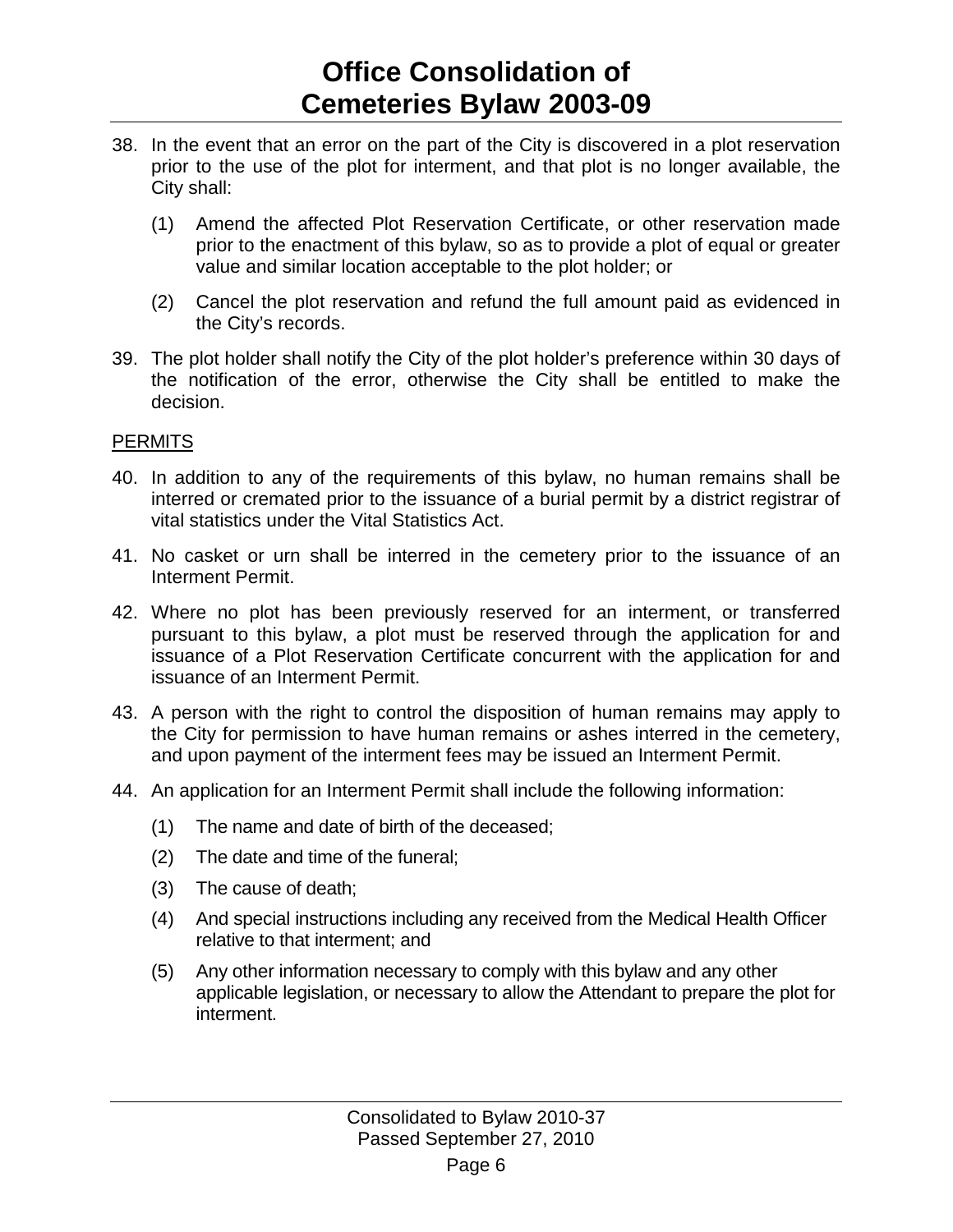38. In the event that an error on the part of the City is discovered in a plot reservation prior to the use of the plot for interment, and that plot is no longer available, the City shall:

    (1) Amend the affected Plot Reservation Certificate, or other reservation made prior to the enactment of this bylaw, so as to provide a plot of equal or greater value and similar location acceptable to the plot holder; or

    (2) Cancel the plot reservation and refund the full amount paid as evidenced in the City's records.

39. The plot holder shall notify the City of the plot holder's preference within 30 days of the notification of the error, otherwise the City shall be entitled to make the decision.

PERMITS

40. In addition to any of the requirements of this bylaw, no human remains shall be interred or cremated prior to the issuance of a burial permit by a district registrar of vital statistics under the Vital Statistics Act.

41. No casket or urn shall be interred in the cemetery prior to the issuance of an Interment Permit.

42. Where no plot has been previously reserved for an interment, or transferred pursuant to this bylaw, a plot must be reserved through the application for and issuance of a Plot Reservation Certificate concurrent with the application for and issuance of an Interment Permit.

43. A person with the right to control the disposition of human remains may apply to the City for permission to have human remains or ashes interred in the cemetery, and upon payment of the interment fees may be issued an Interment Permit.

44. An application for an Interment Permit shall include the following information:

    (1) The name and date of birth of the deceased;

    (2) The date and time of the funeral;

    (3) The cause of death;

    (4) And special instructions including any received from the Medical Health Officer relative to that interment; and

    (5) Any other information necessary to comply with this bylaw and any other applicable legislation, or necessary to allow the Attendant to prepare the plot for interment.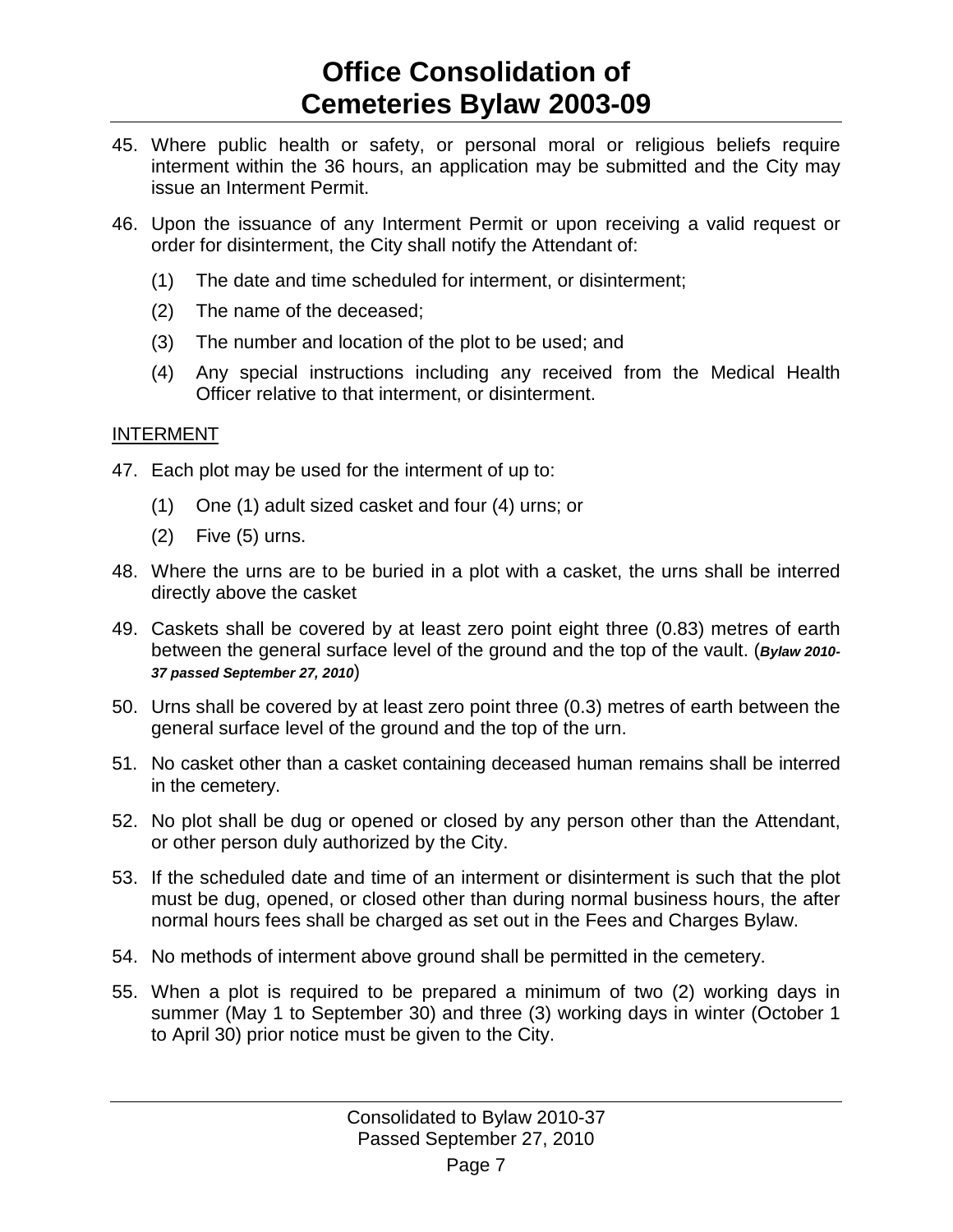45. Where public health or safety, or personal moral or religious beliefs require interment within the 36 hours, an application may be submitted and the City may issue an Interment Permit.

46. Upon the issuance of any Interment Permit or upon receiving a valid request or order for disinterment, the City shall notify the Attendant of:

    (1) The date and time scheduled for interment, or disinterment;

    (2) The name of the deceased;

    (3) The number and location of the plot to be used; and

    (4) Any special instructions including any received from the Medical Health Officer relative to that interment, or disinterment.

<u>INTERMENT</u>

47. Each plot may be used for the interment of up to:

    (1) One (1) adult sized casket and four (4) urns; or

    (2) Five (5) urns.

48. Where the urns are to be buried in a plot with a casket, the urns shall be interred directly above the casket

49. Caskets shall be covered by at least zero point eight three (0.83) metres of earth between the general surface level of the ground and the top of the vault. (***Bylaw 2010-37 passed September 27, 2010***)

50. Urns shall be covered by at least zero point three (0.3) metres of earth between the general surface level of the ground and the top of the urn.

51. No casket other than a casket containing deceased human remains shall be interred in the cemetery.

52. No plot shall be dug or opened or closed by any person other than the Attendant, or other person duly authorized by the City.

53. If the scheduled date and time of an interment or disinterment is such that the plot must be dug, opened, or closed other than during normal business hours, the after normal hours fees shall be charged as set out in the Fees and Charges Bylaw.

54. No methods of interment above ground shall be permitted in the cemetery.

55. When a plot is required to be prepared a minimum of two (2) working days in summer (May 1 to September 30) and three (3) working days in winter (October 1 to April 30) prior notice must be given to the City.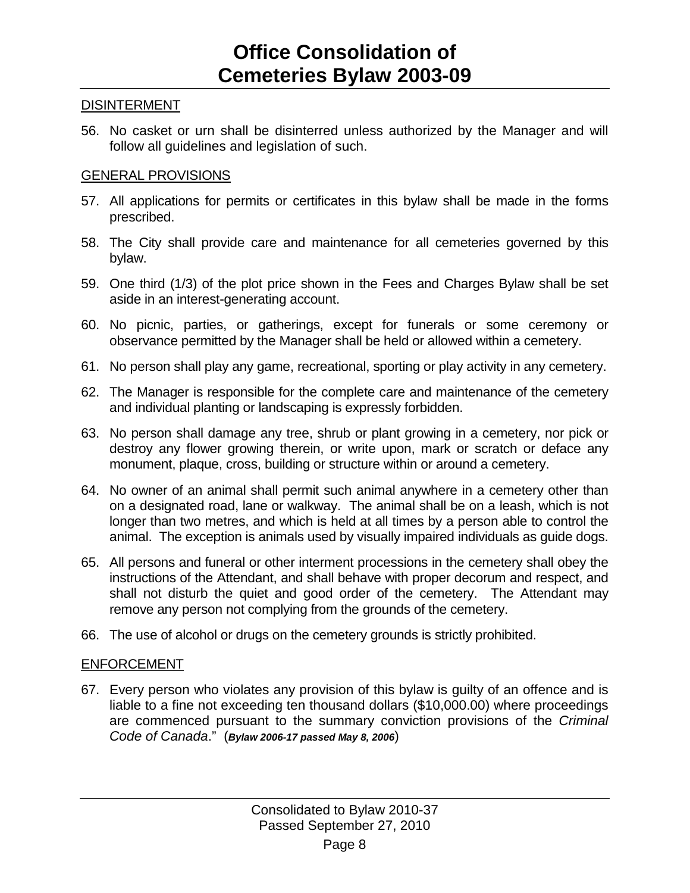DISINTERMENT

56. No casket or urn shall be disinterred unless authorized by the Manager and will follow all guidelines and legislation of such.

GENERAL PROVISIONS

57. All applications for permits or certificates in this bylaw shall be made in the forms prescribed.

58. The City shall provide care and maintenance for all cemeteries governed by this bylaw.

59. One third (1/3) of the plot price shown in the Fees and Charges Bylaw shall be set aside in an interest-generating account.

60. No picnic, parties, or gatherings, except for funerals or some ceremony or observance permitted by the Manager shall be held or allowed within a cemetery.

61. No person shall play any game, recreational, sporting or play activity in any cemetery.

62. The Manager is responsible for the complete care and maintenance of the cemetery and individual planting or landscaping is expressly forbidden.

63. No person shall damage any tree, shrub or plant growing in a cemetery, nor pick or destroy any flower growing therein, or write upon, mark or scratch or deface any monument, plaque, cross, building or structure within or around a cemetery.

64. No owner of an animal shall permit such animal anywhere in a cemetery other than on a designated road, lane or walkway. The animal shall be on a leash, which is not longer than two metres, and which is held at all times by a person able to control the animal. The exception is animals used by visually impaired individuals as guide dogs.

65. All persons and funeral or other interment processions in the cemetery shall obey the instructions of the Attendant, and shall behave with proper decorum and respect, and shall not disturb the quiet and good order of the cemetery. The Attendant may remove any person not complying from the grounds of the cemetery.

66. The use of alcohol or drugs on the cemetery grounds is strictly prohibited.

ENFORCEMENT

67. Every person who violates any provision of this bylaw is guilty of an offence and is liable to a fine not exceeding ten thousand dollars ($10,000.00) where proceedings are commenced pursuant to the summary conviction provisions of the *Criminal Code of Canada*." (***Bylaw 2006-17 passed May 8, 2006***)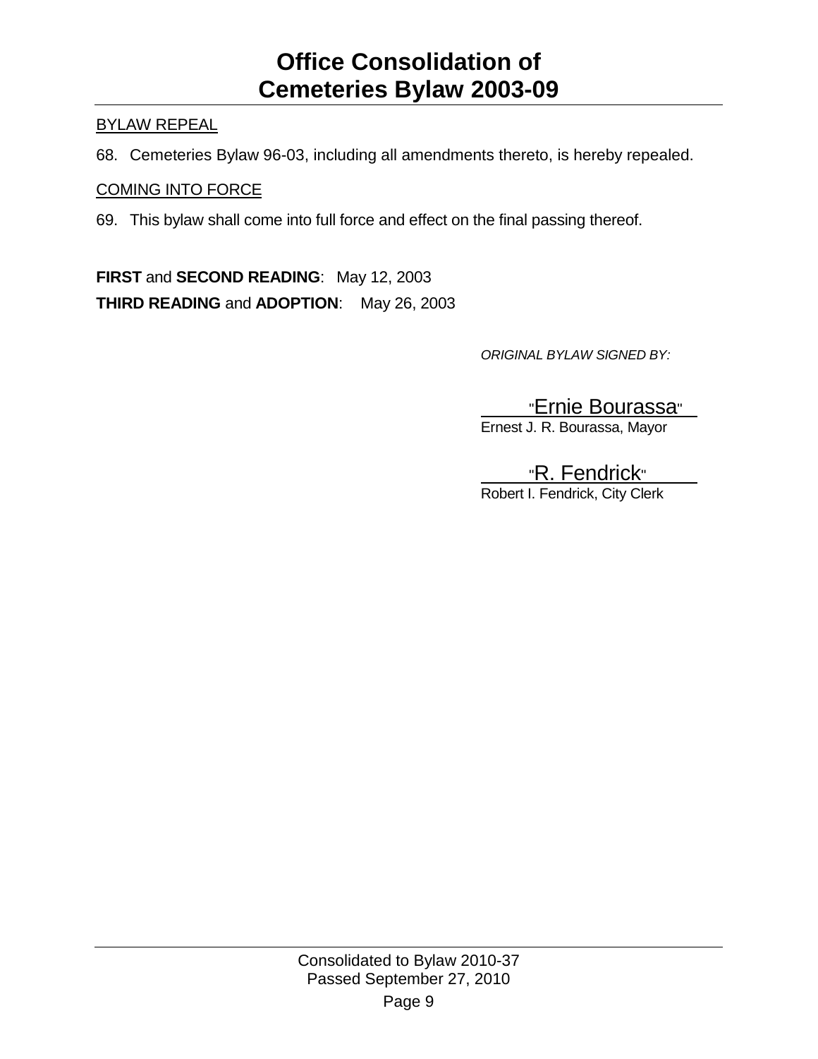BYLAW REPEAL

68. Cemeteries Bylaw 96-03, including all amendments thereto, is hereby repealed.

COMING INTO FORCE

69. This bylaw shall come into full force and effect on the final passing thereof.

**FIRST** and **SECOND READING**: May 12, 2003

**THIRD READING** and **ADOPTION**: May 26, 2003

*ORIGINAL BYLAW SIGNED BY:*

"Ernie Bourassa"
Ernest J. R. Bourassa, Mayor

"R. Fendrick"
Robert I. Fendrick, City Clerk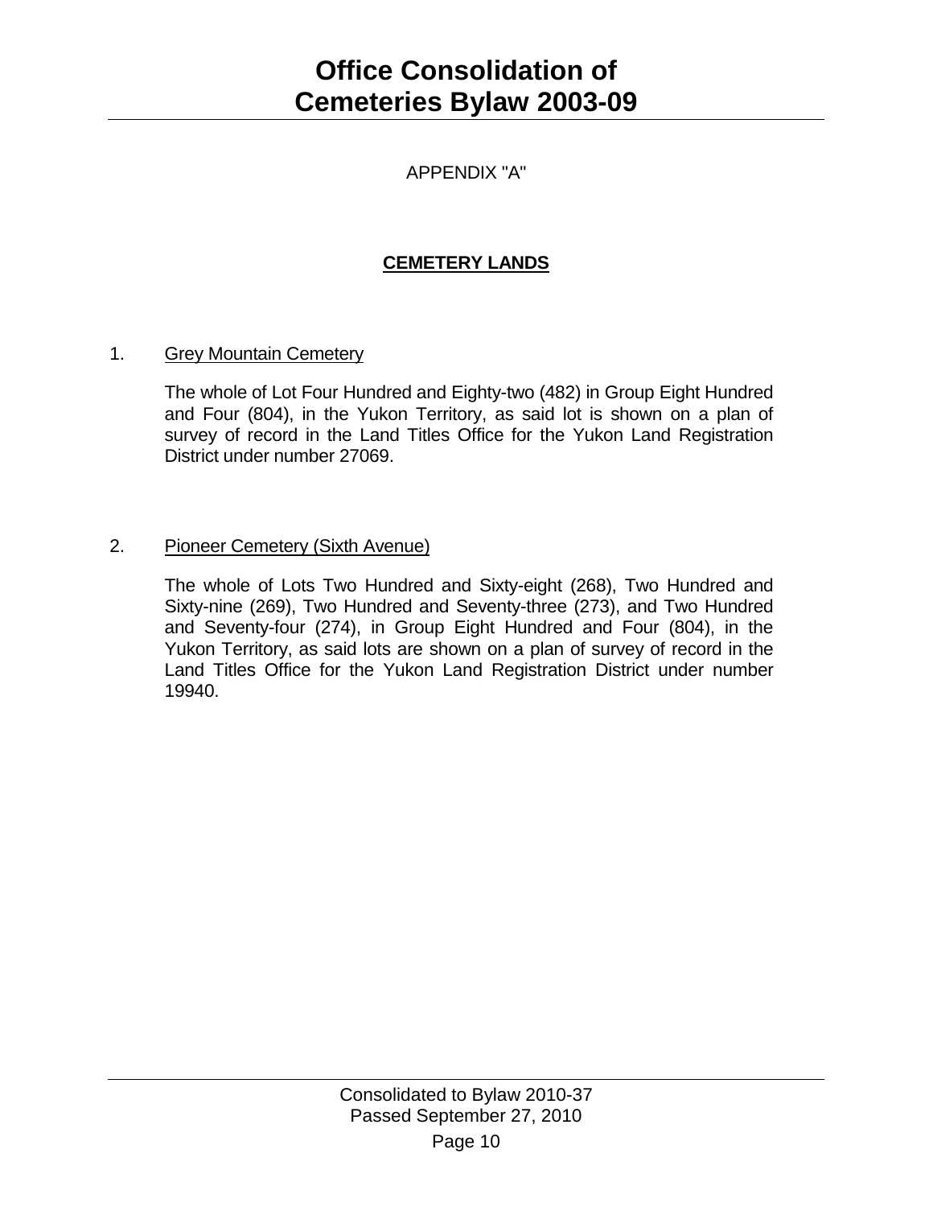APPENDIX "A"

## CEMETERY LANDS

1. Grey Mountain Cemetery

   The whole of Lot Four Hundred and Eighty-two (482) in Group Eight Hundred and Four (804), in the Yukon Territory, as said lot is shown on a plan of survey of record in the Land Titles Office for the Yukon Land Registration District under number 27069.

2. Pioneer Cemetery (Sixth Avenue)

   The whole of Lots Two Hundred and Sixty-eight (268), Two Hundred and Sixty-nine (269), Two Hundred and Seventy-three (273), and Two Hundred and Seventy-four (274), in Group Eight Hundred and Four (804), in the Yukon Territory, as said lots are shown on a plan of survey of record in the Land Titles Office for the Yukon Land Registration District under number 19940.